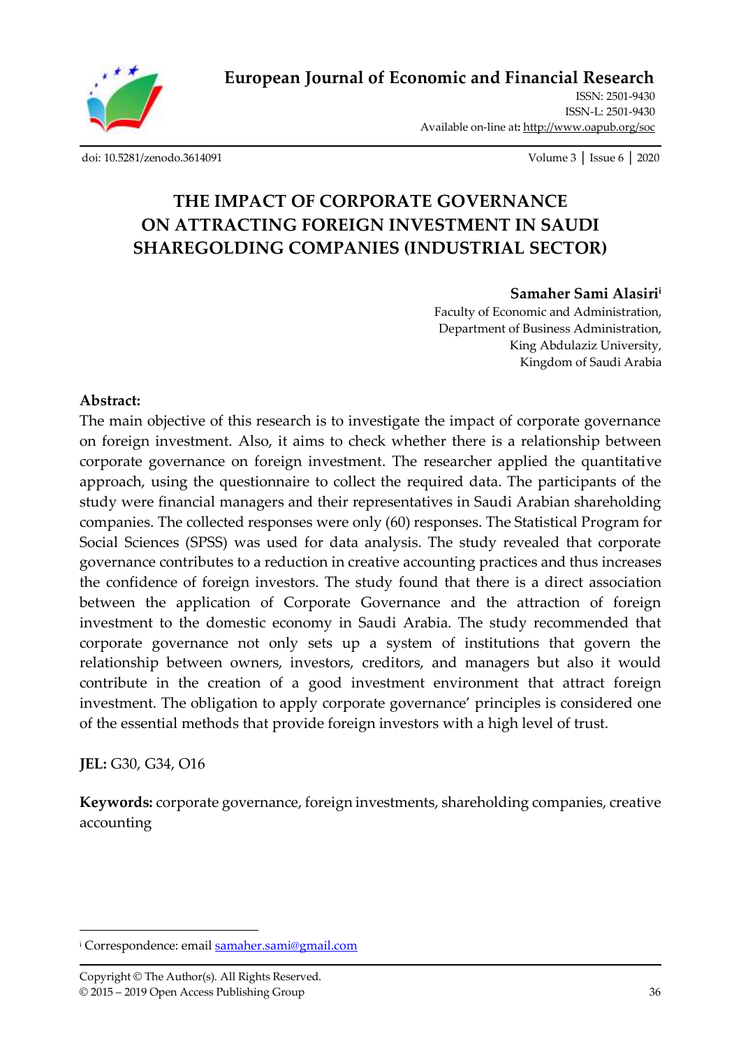# European Journal of Economic and Financial Research

ISSN: 2501-9430
ISSN-L: 2501-9430
Available on-line at: http://www.oapub.org/soc

doi: 10.5281/zenodo.3614091

# THE IMPACT OF CORPORATE GOVERNANCE ON ATTRACTING FOREIGN INVESTMENT IN SAUDI SHAREGOLDING COMPANIES (INDUSTRIAL SECTOR)

**Samaher Sami Alasiri**[i]
Faculty of Economic and Administration,
Department of Business Administration,
King Abdulaziz University,
Kingdom of Saudi Arabia

**Abstract:**

The main objective of this research is to investigate the impact of corporate governance on foreign investment. Also, it aims to check whether there is a relationship between corporate governance on foreign investment. The researcher applied the quantitative approach, using the questionnaire to collect the required data. The participants of the study were financial managers and their representatives in Saudi Arabian shareholding companies. The collected responses were only (60) responses. The Statistical Program for Social Sciences (SPSS) was used for data analysis. The study revealed that corporate governance contributes to a reduction in creative accounting practices and thus increases the confidence of foreign investors. The study found that there is a direct association between the application of Corporate Governance and the attraction of foreign investment to the domestic economy in Saudi Arabia. The study recommended that corporate governance not only sets up a system of institutions that govern the relationship between owners, investors, creditors, and managers but also it would contribute in the creation of a good investment environment that attract foreign investment. The obligation to apply corporate governance' principles is considered one of the essential methods that provide foreign investors with a high level of trust.

**JEL:** G30, G34, O16

**Keywords:** corporate governance, foreign investments, shareholding companies, creative accounting

---

[i] Correspondence: email samaher.sami@gmail.com

Copyright © The Author(s). All Rights Reserved.
© 2015 – 2019 Open Access Publishing Group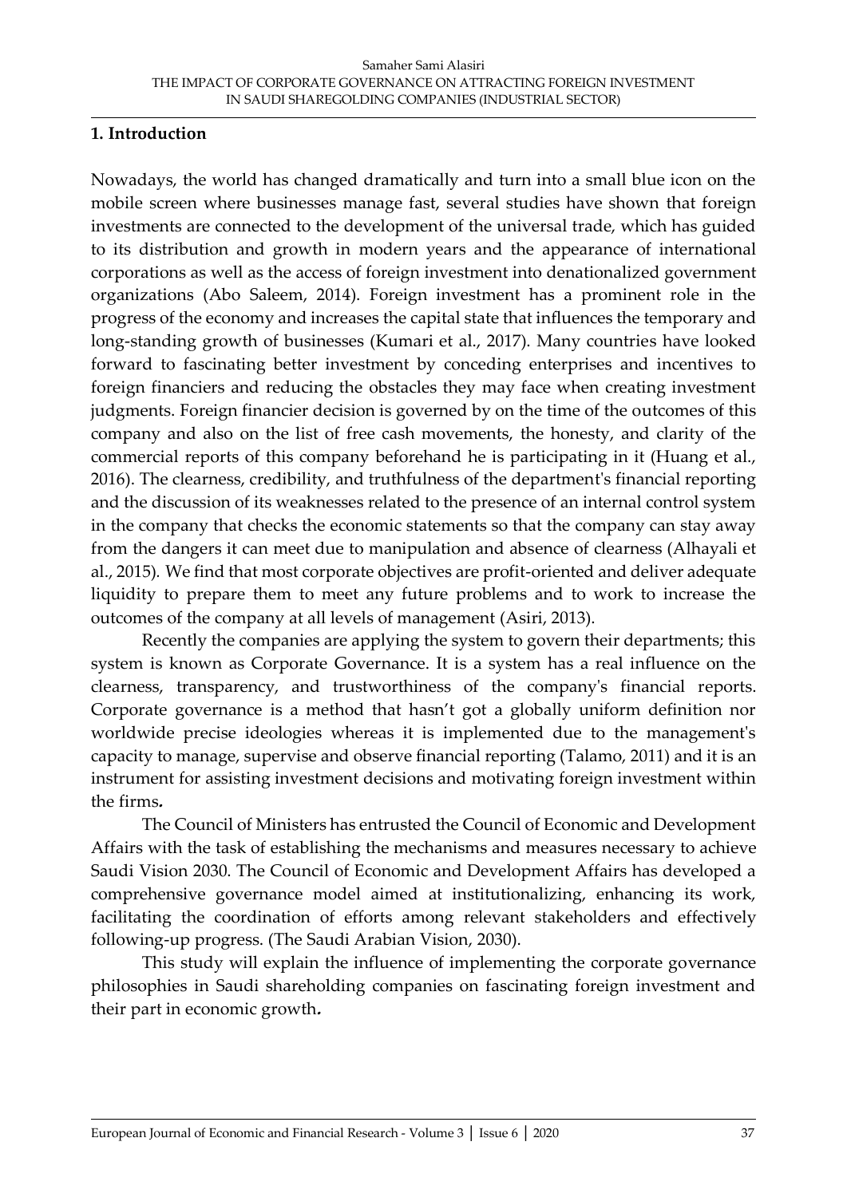## 1. Introduction

Nowadays, the world has changed dramatically and turn into a small blue icon on the mobile screen where businesses manage fast, several studies have shown that foreign investments are connected to the development of the universal trade, which has guided to its distribution and growth in modern years and the appearance of international corporations as well as the access of foreign investment into denationalized government organizations (Abo Saleem, 2014). Foreign investment has a prominent role in the progress of the economy and increases the capital state that influences the temporary and long-standing growth of businesses (Kumari et al., 2017). Many countries have looked forward to fascinating better investment by conceding enterprises and incentives to foreign financiers and reducing the obstacles they may face when creating investment judgments. Foreign financier decision is governed by on the time of the outcomes of this company and also on the list of free cash movements, the honesty, and clarity of the commercial reports of this company beforehand he is participating in it (Huang et al., 2016). The clearness, credibility, and truthfulness of the department's financial reporting and the discussion of its weaknesses related to the presence of an internal control system in the company that checks the economic statements so that the company can stay away from the dangers it can meet due to manipulation and absence of clearness (Alhayali et al., 2015). We find that most corporate objectives are profit-oriented and deliver adequate liquidity to prepare them to meet any future problems and to work to increase the outcomes of the company at all levels of management (Asiri, 2013).

Recently the companies are applying the system to govern their departments; this system is known as Corporate Governance. It is a system has a real influence on the clearness, transparency, and trustworthiness of the company's financial reports. Corporate governance is a method that hasn't got a globally uniform definition nor worldwide precise ideologies whereas it is implemented due to the management's capacity to manage, supervise and observe financial reporting (Talamo, 2011) and it is an instrument for assisting investment decisions and motivating foreign investment within the firms**.**

The Council of Ministers has entrusted the Council of Economic and Development Affairs with the task of establishing the mechanisms and measures necessary to achieve Saudi Vision 2030. The Council of Economic and Development Affairs has developed a comprehensive governance model aimed at institutionalizing, enhancing its work, facilitating the coordination of efforts among relevant stakeholders and effectively following-up progress. (The Saudi Arabian Vision, 2030).

This study will explain the influence of implementing the corporate governance philosophies in Saudi shareholding companies on fascinating foreign investment and their part in economic growth**.**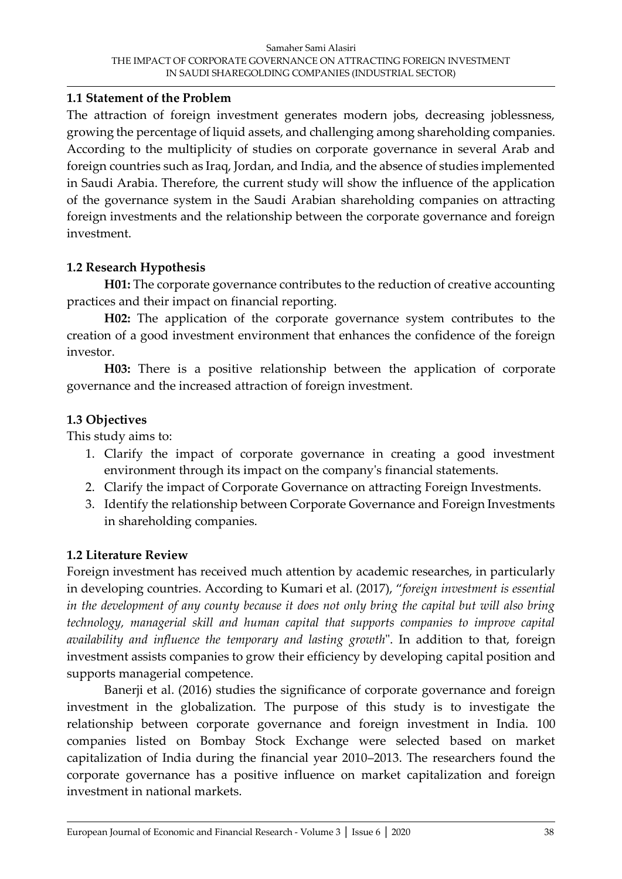### 1.1 Statement of the Problem

The attraction of foreign investment generates modern jobs, decreasing joblessness, growing the percentage of liquid assets, and challenging among shareholding companies. According to the multiplicity of studies on corporate governance in several Arab and foreign countries such as Iraq, Jordan, and India, and the absence of studies implemented in Saudi Arabia. Therefore, the current study will show the influence of the application of the governance system in the Saudi Arabian shareholding companies on attracting foreign investments and the relationship between the corporate governance and foreign investment.

### 1.2 Research Hypothesis

**H01:** The corporate governance contributes to the reduction of creative accounting practices and their impact on financial reporting.

**H02:** The application of the corporate governance system contributes to the creation of a good investment environment that enhances the confidence of the foreign investor.

**H03:** There is a positive relationship between the application of corporate governance and the increased attraction of foreign investment.

### 1.3 Objectives

This study aims to:

1. Clarify the impact of corporate governance in creating a good investment environment through its impact on the company's financial statements.
2. Clarify the impact of Corporate Governance on attracting Foreign Investments.
3. Identify the relationship between Corporate Governance and Foreign Investments in shareholding companies.

### 1.2 Literature Review

Foreign investment has received much attention by academic researches, in particularly in developing countries. According to Kumari et al. (2017), "*foreign investment is essential in the development of any county because it does not only bring the capital but will also bring technology, managerial skill and human capital that supports companies to improve capital availability and influence the temporary and lasting growth*". In addition to that, foreign investment assists companies to grow their efficiency by developing capital position and supports managerial competence.

Banerji et al. (2016) studies the significance of corporate governance and foreign investment in the globalization. The purpose of this study is to investigate the relationship between corporate governance and foreign investment in India. 100 companies listed on Bombay Stock Exchange were selected based on market capitalization of India during the financial year 2010–2013. The researchers found the corporate governance has a positive influence on market capitalization and foreign investment in national markets.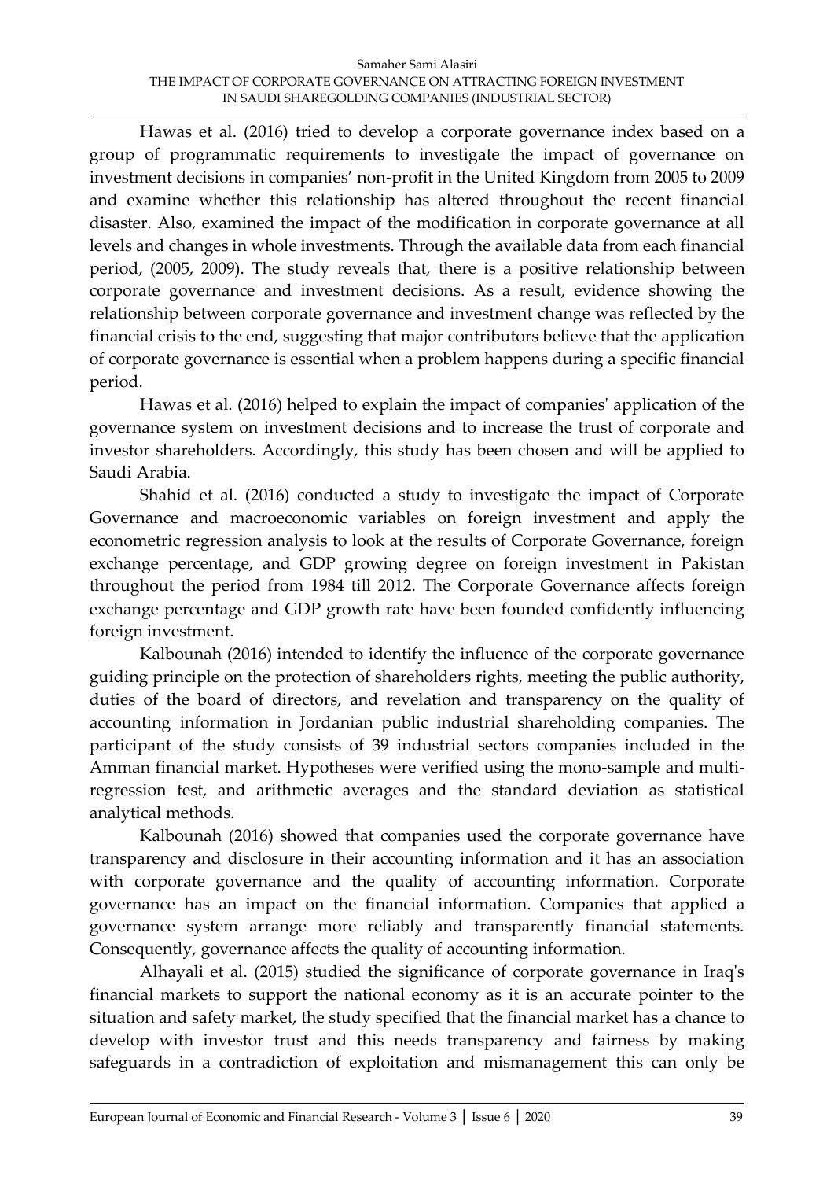Hawas et al. (2016) tried to develop a corporate governance index based on a group of programmatic requirements to investigate the impact of governance on investment decisions in companies' non-profit in the United Kingdom from 2005 to 2009 and examine whether this relationship has altered throughout the recent financial disaster. Also, examined the impact of the modification in corporate governance at all levels and changes in whole investments. Through the available data from each financial period, (2005, 2009). The study reveals that, there is a positive relationship between corporate governance and investment decisions. As a result, evidence showing the relationship between corporate governance and investment change was reflected by the financial crisis to the end, suggesting that major contributors believe that the application of corporate governance is essential when a problem happens during a specific financial period.

Hawas et al. (2016) helped to explain the impact of companies' application of the governance system on investment decisions and to increase the trust of corporate and investor shareholders. Accordingly, this study has been chosen and will be applied to Saudi Arabia.

Shahid et al. (2016) conducted a study to investigate the impact of Corporate Governance and macroeconomic variables on foreign investment and apply the econometric regression analysis to look at the results of Corporate Governance, foreign exchange percentage, and GDP growing degree on foreign investment in Pakistan throughout the period from 1984 till 2012. The Corporate Governance affects foreign exchange percentage and GDP growth rate have been founded confidently influencing foreign investment.

Kalbounah (2016) intended to identify the influence of the corporate governance guiding principle on the protection of shareholders rights, meeting the public authority, duties of the board of directors, and revelation and transparency on the quality of accounting information in Jordanian public industrial shareholding companies. The participant of the study consists of 39 industrial sectors companies included in the Amman financial market. Hypotheses were verified using the mono-sample and multi-regression test, and arithmetic averages and the standard deviation as statistical analytical methods.

Kalbounah (2016) showed that companies used the corporate governance have transparency and disclosure in their accounting information and it has an association with corporate governance and the quality of accounting information. Corporate governance has an impact on the financial information. Companies that applied a governance system arrange more reliably and transparently financial statements. Consequently, governance affects the quality of accounting information.

Alhayali et al. (2015) studied the significance of corporate governance in Iraq's financial markets to support the national economy as it is an accurate pointer to the situation and safety market, the study specified that the financial market has a chance to develop with investor trust and this needs transparency and fairness by making safeguards in a contradiction of exploitation and mismanagement this can only be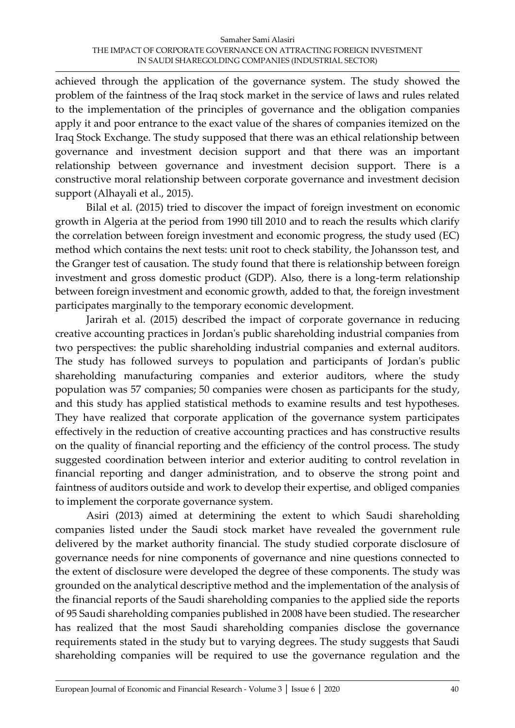achieved through the application of the governance system. The study showed the problem of the faintness of the Iraq stock market in the service of laws and rules related to the implementation of the principles of governance and the obligation companies apply it and poor entrance to the exact value of the shares of companies itemized on the Iraq Stock Exchange. The study supposed that there was an ethical relationship between governance and investment decision support and that there was an important relationship between governance and investment decision support. There is a constructive moral relationship between corporate governance and investment decision support (Alhayali et al., 2015).

Bilal et al. (2015) tried to discover the impact of foreign investment on economic growth in Algeria at the period from 1990 till 2010 and to reach the results which clarify the correlation between foreign investment and economic progress, the study used (EC) method which contains the next tests: unit root to check stability, the Johansson test, and the Granger test of causation. The study found that there is relationship between foreign investment and gross domestic product (GDP). Also, there is a long-term relationship between foreign investment and economic growth, added to that, the foreign investment participates marginally to the temporary economic development.

Jarirah et al. (2015) described the impact of corporate governance in reducing creative accounting practices in Jordan's public shareholding industrial companies from two perspectives: the public shareholding industrial companies and external auditors. The study has followed surveys to population and participants of Jordan's public shareholding manufacturing companies and exterior auditors, where the study population was 57 companies; 50 companies were chosen as participants for the study, and this study has applied statistical methods to examine results and test hypotheses. They have realized that corporate application of the governance system participates effectively in the reduction of creative accounting practices and has constructive results on the quality of financial reporting and the efficiency of the control process. The study suggested coordination between interior and exterior auditing to control revelation in financial reporting and danger administration, and to observe the strong point and faintness of auditors outside and work to develop their expertise, and obliged companies to implement the corporate governance system.

Asiri (2013) aimed at determining the extent to which Saudi shareholding companies listed under the Saudi stock market have revealed the government rule delivered by the market authority financial. The study studied corporate disclosure of governance needs for nine components of governance and nine questions connected to the extent of disclosure were developed the degree of these components. The study was grounded on the analytical descriptive method and the implementation of the analysis of the financial reports of the Saudi shareholding companies to the applied side the reports of 95 Saudi shareholding companies published in 2008 have been studied. The researcher has realized that the most Saudi shareholding companies disclose the governance requirements stated in the study but to varying degrees. The study suggests that Saudi shareholding companies will be required to use the governance regulation and the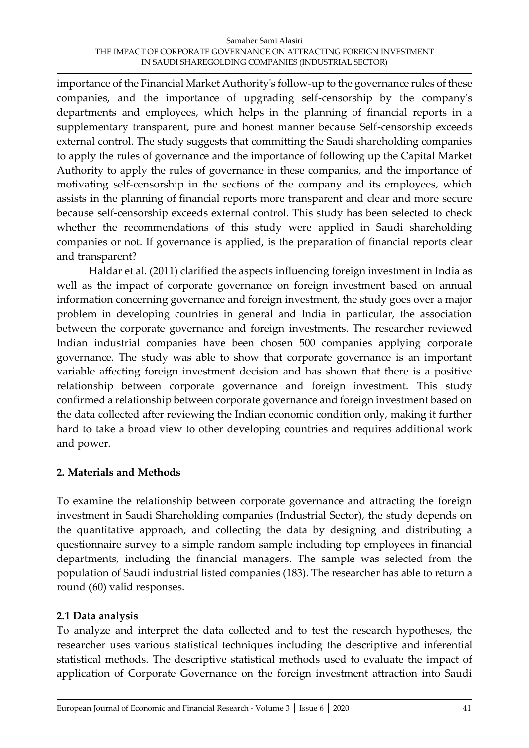importance of the Financial Market Authority's follow-up to the governance rules of these companies, and the importance of upgrading self-censorship by the company's departments and employees, which helps in the planning of financial reports in a supplementary transparent, pure and honest manner because Self-censorship exceeds external control. The study suggests that committing the Saudi shareholding companies to apply the rules of governance and the importance of following up the Capital Market Authority to apply the rules of governance in these companies, and the importance of motivating self-censorship in the sections of the company and its employees, which assists in the planning of financial reports more transparent and clear and more secure because self-censorship exceeds external control. This study has been selected to check whether the recommendations of this study were applied in Saudi shareholding companies or not. If governance is applied, is the preparation of financial reports clear and transparent?

Haldar et al. (2011) clarified the aspects influencing foreign investment in India as well as the impact of corporate governance on foreign investment based on annual information concerning governance and foreign investment, the study goes over a major problem in developing countries in general and India in particular, the association between the corporate governance and foreign investments. The researcher reviewed Indian industrial companies have been chosen 500 companies applying corporate governance. The study was able to show that corporate governance is an important variable affecting foreign investment decision and has shown that there is a positive relationship between corporate governance and foreign investment. This study confirmed a relationship between corporate governance and foreign investment based on the data collected after reviewing the Indian economic condition only, making it further hard to take a broad view to other developing countries and requires additional work and power.

## 2. Materials and Methods

To examine the relationship between corporate governance and attracting the foreign investment in Saudi Shareholding companies (Industrial Sector), the study depends on the quantitative approach, and collecting the data by designing and distributing a questionnaire survey to a simple random sample including top employees in financial departments, including the financial managers. The sample was selected from the population of Saudi industrial listed companies (183). The researcher has able to return a round (60) valid responses.

### 2.1 Data analysis

To analyze and interpret the data collected and to test the research hypotheses, the researcher uses various statistical techniques including the descriptive and inferential statistical methods. The descriptive statistical methods used to evaluate the impact of application of Corporate Governance on the foreign investment attraction into Saudi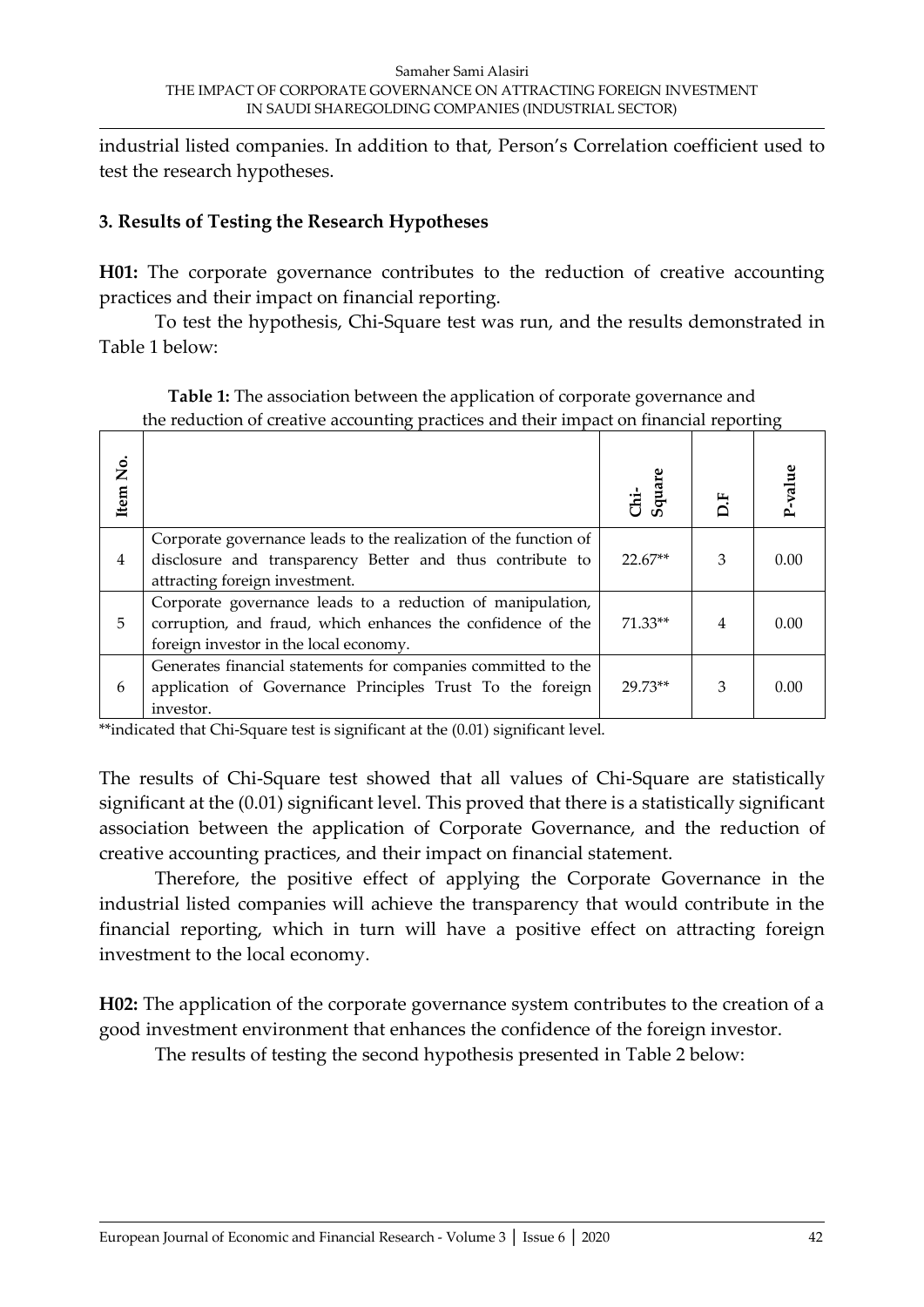industrial listed companies. In addition to that, Person's Correlation coefficient used to test the research hypotheses.

### 3. Results of Testing the Research Hypotheses

**H01:** The corporate governance contributes to the reduction of creative accounting practices and their impact on financial reporting.

To test the hypothesis, Chi-Square test was run, and the results demonstrated in Table 1 below:

**Table 1:** The association between the application of corporate governance and the reduction of creative accounting practices and their impact on financial reporting

| Item No. | | Chi-Square | D.F | P-value |
|---|---|---|---|---|
| 4 | Corporate governance leads to the realization of the function of disclosure and transparency Better and thus contribute to attracting foreign investment. | 22.67** | 3 | 0.00 |
| 5 | Corporate governance leads to a reduction of manipulation, corruption, and fraud, which enhances the confidence of the foreign investor in the local economy. | 71.33** | 4 | 0.00 |
| 6 | Generates financial statements for companies committed to the application of Governance Principles Trust To the foreign investor. | 29.73** | 3 | 0.00 |

**indicated that Chi-Square test is significant at the (0.01) significant level.

The results of Chi-Square test showed that all values of Chi-Square are statistically significant at the (0.01) significant level. This proved that there is a statistically significant association between the application of Corporate Governance, and the reduction of creative accounting practices, and their impact on financial statement.

Therefore, the positive effect of applying the Corporate Governance in the industrial listed companies will achieve the transparency that would contribute in the financial reporting, which in turn will have a positive effect on attracting foreign investment to the local economy.

**H02:** The application of the corporate governance system contributes to the creation of a good investment environment that enhances the confidence of the foreign investor.

The results of testing the second hypothesis presented in Table 2 below: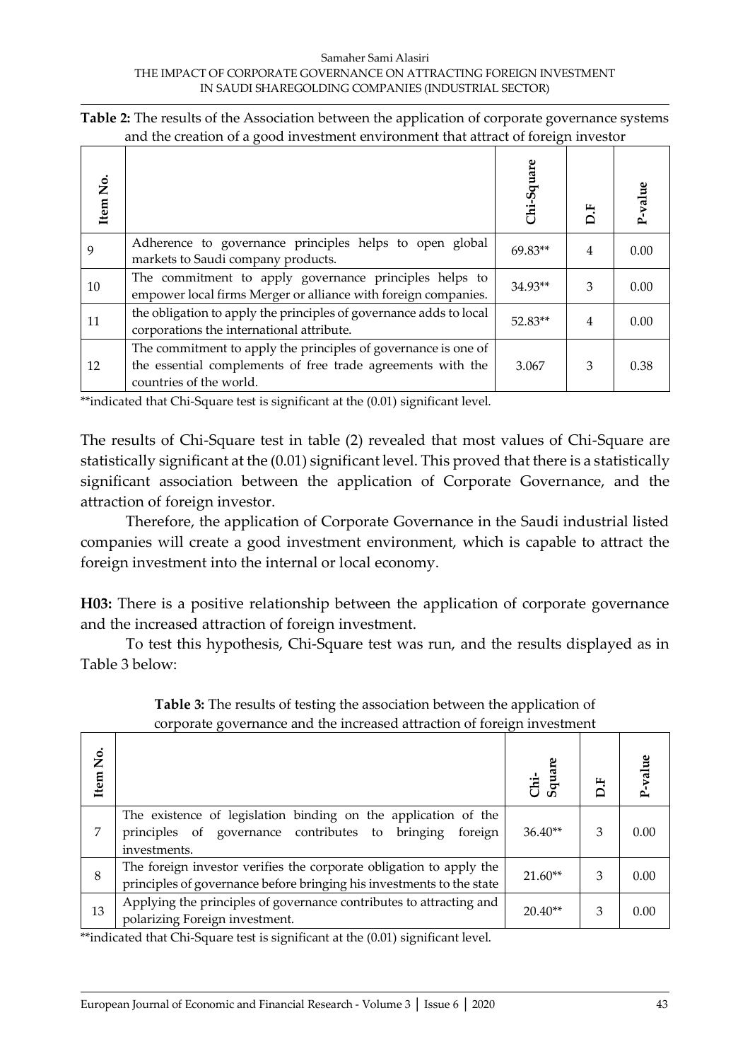**Table 2:** The results of the Association between the application of corporate governance systems and the creation of a good investment environment that attract of foreign investor

| Item No. | | Chi-Square | D.F | P-value |
|---|---|---|---|---|
| 9 | Adherence to governance principles helps to open global markets to Saudi company products. | 69.83** | 4 | 0.00 |
| 10 | The commitment to apply governance principles helps to empower local firms Merger or alliance with foreign companies. | 34.93** | 3 | 0.00 |
| 11 | the obligation to apply the principles of governance adds to local corporations the international attribute. | 52.83** | 4 | 0.00 |
| 12 | The commitment to apply the principles of governance is one of the essential complements of free trade agreements with the countries of the world. | 3.067 | 3 | 0.38 |

**indicated that Chi-Square test is significant at the (0.01) significant level.

The results of Chi-Square test in table (2) revealed that most values of Chi-Square are statistically significant at the (0.01) significant level. This proved that there is a statistically significant association between the application of Corporate Governance, and the attraction of foreign investor.

Therefore, the application of Corporate Governance in the Saudi industrial listed companies will create a good investment environment, which is capable to attract the foreign investment into the internal or local economy.

**H03:** There is a positive relationship between the application of corporate governance and the increased attraction of foreign investment.

To test this hypothesis, Chi-Square test was run, and the results displayed as in Table 3 below:

**Table 3:** The results of testing the association between the application of corporate governance and the increased attraction of foreign investment

| Item No. | | Chi-Square | D.F | P-value |
|---|---|---|---|---|
| 7 | The existence of legislation binding on the application of the principles of governance contributes to bringing foreign investments. | 36.40** | 3 | 0.00 |
| 8 | The foreign investor verifies the corporate obligation to apply the principles of governance before bringing his investments to the state | 21.60** | 3 | 0.00 |
| 13 | Applying the principles of governance contributes to attracting and polarizing Foreign investment. | 20.40** | 3 | 0.00 |

**indicated that Chi-Square test is significant at the (0.01) significant level.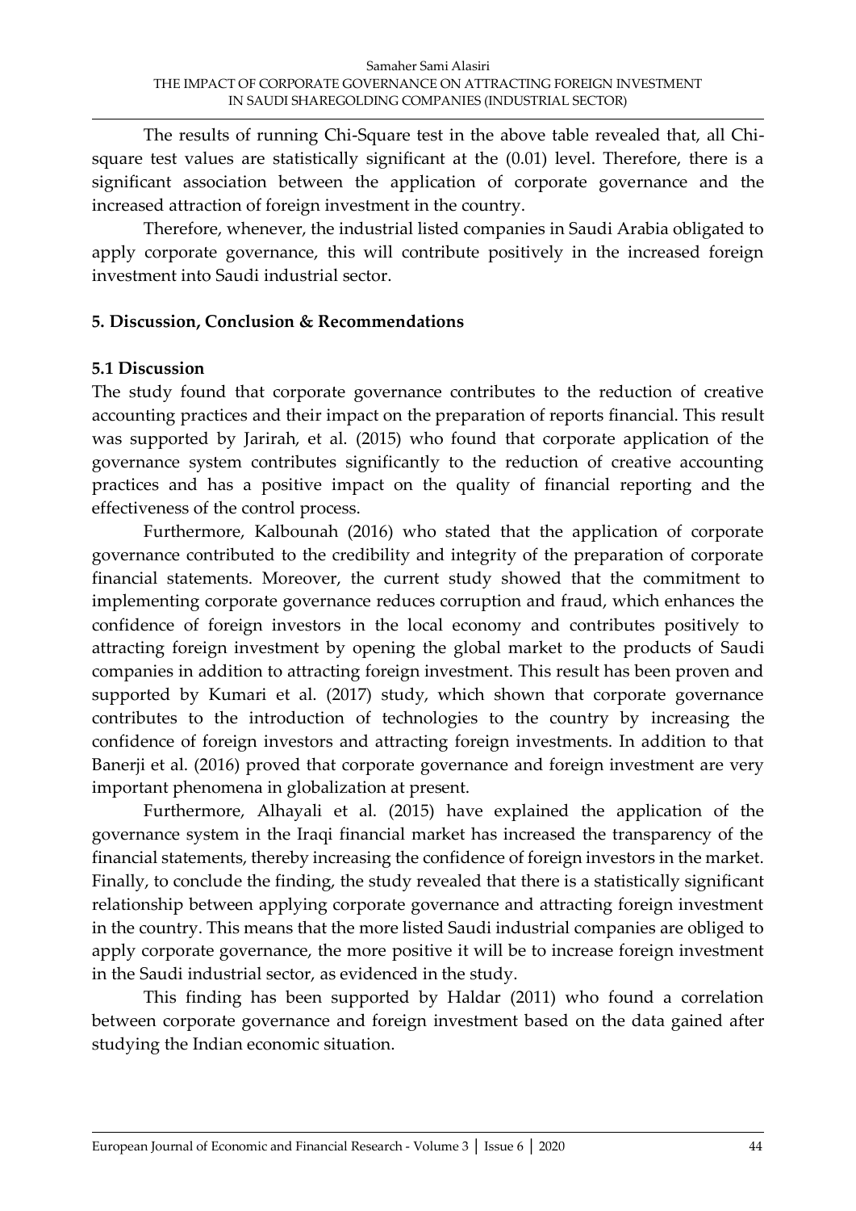The results of running Chi-Square test in the above table revealed that, all Chi-square test values are statistically significant at the (0.01) level. Therefore, there is a significant association between the application of corporate governance and the increased attraction of foreign investment in the country.

Therefore, whenever, the industrial listed companies in Saudi Arabia obligated to apply corporate governance, this will contribute positively in the increased foreign investment into Saudi industrial sector.

## 5. Discussion, Conclusion & Recommendations

### 5.1 Discussion

The study found that corporate governance contributes to the reduction of creative accounting practices and their impact on the preparation of reports financial. This result was supported by Jarirah, et al. (2015) who found that corporate application of the governance system contributes significantly to the reduction of creative accounting practices and has a positive impact on the quality of financial reporting and the effectiveness of the control process.

Furthermore, Kalbounah (2016) who stated that the application of corporate governance contributed to the credibility and integrity of the preparation of corporate financial statements. Moreover, the current study showed that the commitment to implementing corporate governance reduces corruption and fraud, which enhances the confidence of foreign investors in the local economy and contributes positively to attracting foreign investment by opening the global market to the products of Saudi companies in addition to attracting foreign investment. This result has been proven and supported by Kumari et al. (2017) study, which shown that corporate governance contributes to the introduction of technologies to the country by increasing the confidence of foreign investors and attracting foreign investments. In addition to that Banerji et al. (2016) proved that corporate governance and foreign investment are very important phenomena in globalization at present.

Furthermore, Alhayali et al. (2015) have explained the application of the governance system in the Iraqi financial market has increased the transparency of the financial statements, thereby increasing the confidence of foreign investors in the market. Finally, to conclude the finding, the study revealed that there is a statistically significant relationship between applying corporate governance and attracting foreign investment in the country. This means that the more listed Saudi industrial companies are obliged to apply corporate governance, the more positive it will be to increase foreign investment in the Saudi industrial sector, as evidenced in the study.

This finding has been supported by Haldar (2011) who found a correlation between corporate governance and foreign investment based on the data gained after studying the Indian economic situation.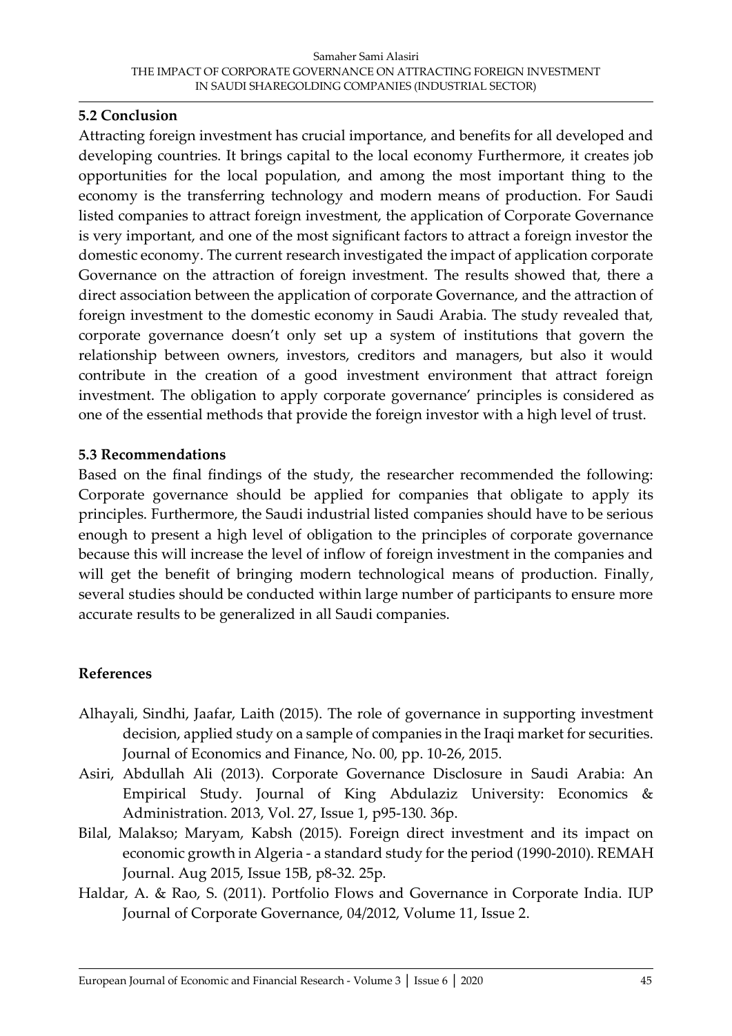### 5.2 Conclusion

Attracting foreign investment has crucial importance, and benefits for all developed and developing countries. It brings capital to the local economy Furthermore, it creates job opportunities for the local population, and among the most important thing to the economy is the transferring technology and modern means of production. For Saudi listed companies to attract foreign investment, the application of Corporate Governance is very important, and one of the most significant factors to attract a foreign investor the domestic economy. The current research investigated the impact of application corporate Governance on the attraction of foreign investment. The results showed that, there a direct association between the application of corporate Governance, and the attraction of foreign investment to the domestic economy in Saudi Arabia. The study revealed that, corporate governance doesn't only set up a system of institutions that govern the relationship between owners, investors, creditors and managers, but also it would contribute in the creation of a good investment environment that attract foreign investment. The obligation to apply corporate governance' principles is considered as one of the essential methods that provide the foreign investor with a high level of trust.

### 5.3 Recommendations

Based on the final findings of the study, the researcher recommended the following: Corporate governance should be applied for companies that obligate to apply its principles. Furthermore, the Saudi industrial listed companies should have to be serious enough to present a high level of obligation to the principles of corporate governance because this will increase the level of inflow of foreign investment in the companies and will get the benefit of bringing modern technological means of production. Finally, several studies should be conducted within large number of participants to ensure more accurate results to be generalized in all Saudi companies.

## References

Alhayali, Sindhi, Jaafar, Laith (2015). The role of governance in supporting investment decision, applied study on a sample of companies in the Iraqi market for securities. Journal of Economics and Finance, No. 00, pp. 10-26, 2015.

Asiri, Abdullah Ali (2013). Corporate Governance Disclosure in Saudi Arabia: An Empirical Study. Journal of King Abdulaziz University: Economics & Administration. 2013, Vol. 27, Issue 1, p95-130. 36p.

Bilal, Malakso; Maryam, Kabsh (2015). Foreign direct investment and its impact on economic growth in Algeria - a standard study for the period (1990-2010). REMAH Journal. Aug 2015, Issue 15B, p8-32. 25p.

Haldar, A. & Rao, S. (2011). Portfolio Flows and Governance in Corporate India. IUP Journal of Corporate Governance, 04/2012, Volume 11, Issue 2.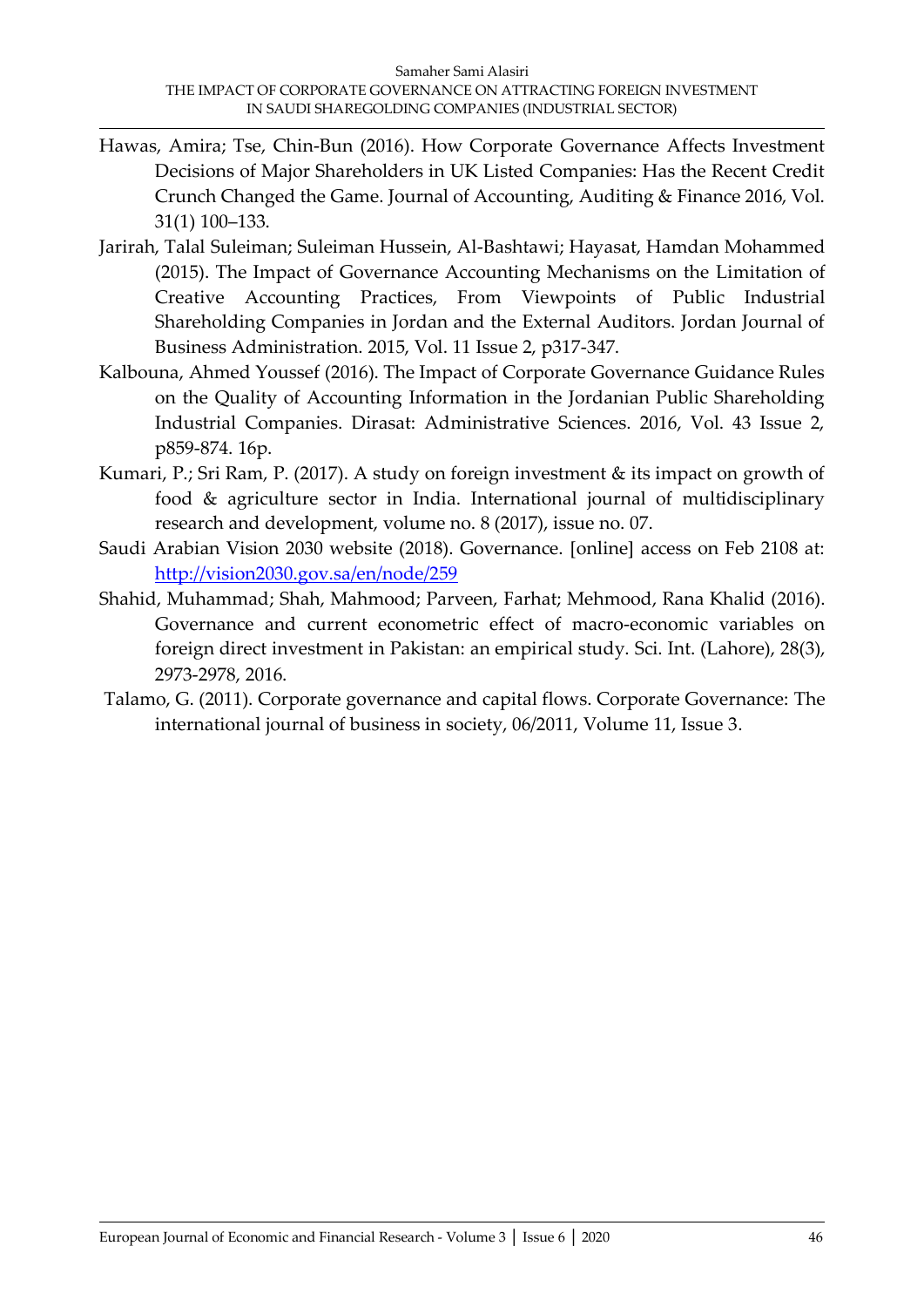Hawas, Amira; Tse, Chin-Bun (2016). How Corporate Governance Affects Investment Decisions of Major Shareholders in UK Listed Companies: Has the Recent Credit Crunch Changed the Game. Journal of Accounting, Auditing & Finance 2016, Vol. 31(1) 100–133.

Jarirah, Talal Suleiman; Suleiman Hussein, Al-Bashtawi; Hayasat, Hamdan Mohammed (2015). The Impact of Governance Accounting Mechanisms on the Limitation of Creative Accounting Practices, From Viewpoints of Public Industrial Shareholding Companies in Jordan and the External Auditors. Jordan Journal of Business Administration. 2015, Vol. 11 Issue 2, p317-347.

Kalbouna, Ahmed Youssef (2016). The Impact of Corporate Governance Guidance Rules on the Quality of Accounting Information in the Jordanian Public Shareholding Industrial Companies. Dirasat: Administrative Sciences. 2016, Vol. 43 Issue 2, p859-874. 16p.

Kumari, P.; Sri Ram, P. (2017). A study on foreign investment & its impact on growth of food & agriculture sector in India. International journal of multidisciplinary research and development, volume no. 8 (2017), issue no. 07.

Saudi Arabian Vision 2030 website (2018). Governance. [online] access on Feb 2108 at: http://vision2030.gov.sa/en/node/259

Shahid, Muhammad; Shah, Mahmood; Parveen, Farhat; Mehmood, Rana Khalid (2016). Governance and current econometric effect of macro-economic variables on foreign direct investment in Pakistan: an empirical study. Sci. Int. (Lahore), 28(3), 2973-2978, 2016.

Talamo, G. (2011). Corporate governance and capital flows. Corporate Governance: The international journal of business in society, 06/2011, Volume 11, Issue 3.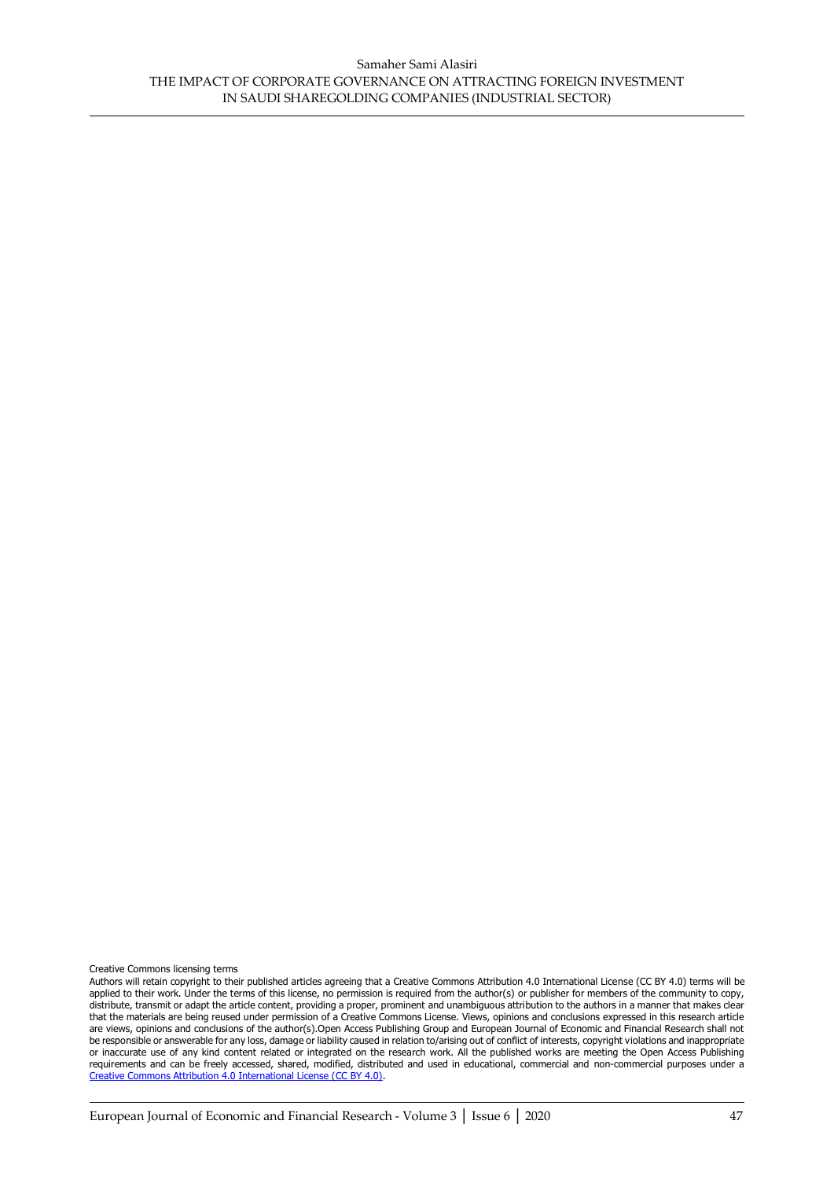Creative Commons licensing terms

Authors will retain copyright to their published articles agreeing that a Creative Commons Attribution 4.0 International License (CC BY 4.0) terms will be applied to their work. Under the terms of this license, no permission is required from the author(s) or publisher for members of the community to copy, distribute, transmit or adapt the article content, providing a proper, prominent and unambiguous attribution to the authors in a manner that makes clear that the materials are being reused under permission of a Creative Commons License. Views, opinions and conclusions expressed in this research article are views, opinions and conclusions of the author(s).Open Access Publishing Group and European Journal of Economic and Financial Research shall not be responsible or answerable for any loss, damage or liability caused in relation to/arising out of conflict of interests, copyright violations and inappropriate or inaccurate use of any kind content related or integrated on the research work. All the published works are meeting the Open Access Publishing requirements and can be freely accessed, shared, modified, distributed and used in educational, commercial and non-commercial purposes under a [Creative Commons Attribution 4.0 International License (CC BY 4.0)](https://creativecommons.org/licenses/by/4.0/).